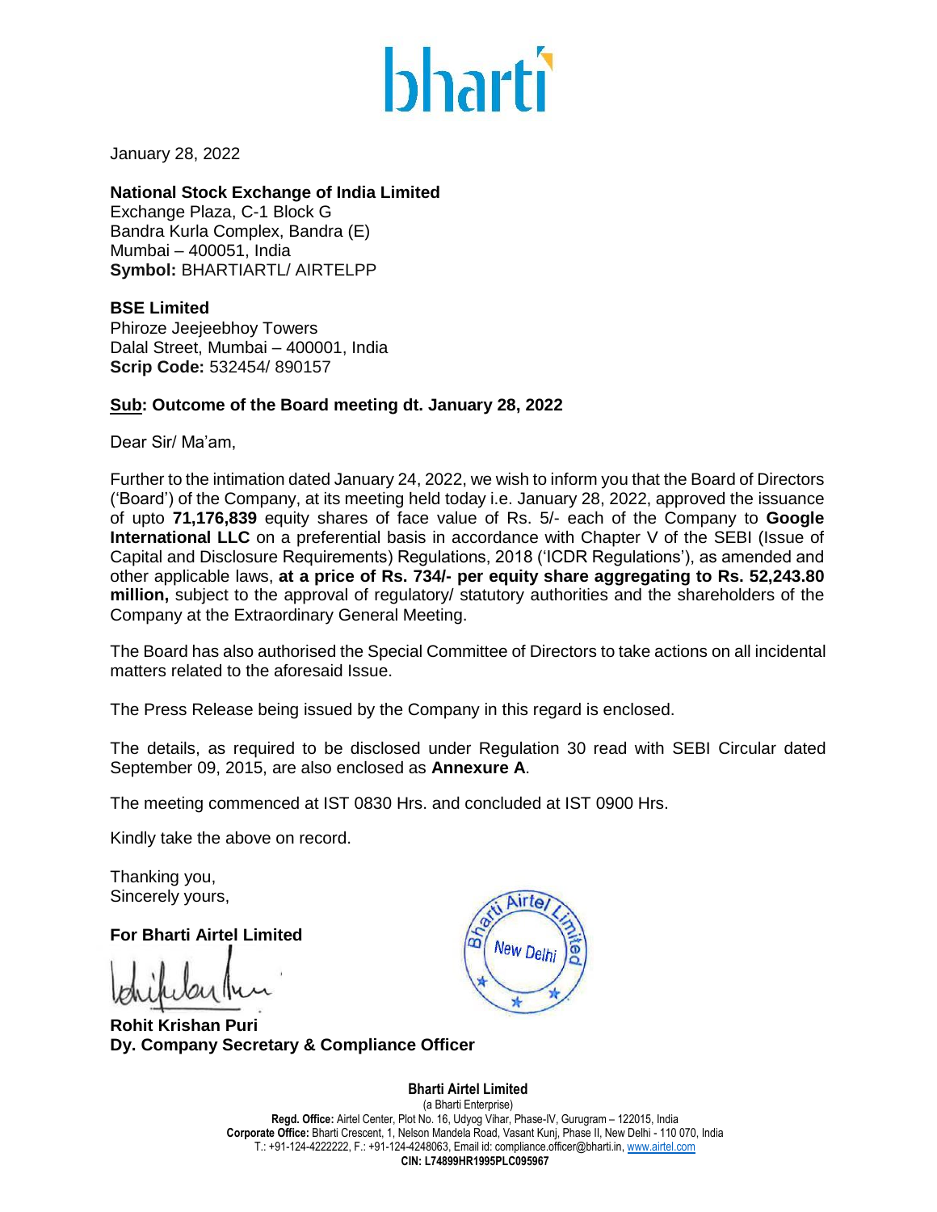January 28, 2022

**National Stock Exchange of India Limited**
Exchange Plaza, C-1 Block G
Bandra Kurla Complex, Bandra (E)
Mumbai – 400051, India
**Symbol:** BHARTIARTL/ AIRTELPP

**BSE Limited**
Phiroze Jeejeebhoy Towers
Dalal Street, Mumbai – 400001, India
**Scrip Code:** 532454/ 890157

**Sub: Outcome of the Board meeting dt. January 28, 2022**

Dear Sir/ Ma'am,

Further to the intimation dated January 24, 2022, we wish to inform you that the Board of Directors ('Board') of the Company, at its meeting held today i.e. January 28, 2022, approved the issuance of upto **71,176,839** equity shares of face value of Rs. 5/- each of the Company to **Google International LLC** on a preferential basis in accordance with Chapter V of the SEBI (Issue of Capital and Disclosure Requirements) Regulations, 2018 ('ICDR Regulations'), as amended and other applicable laws, **at a price of Rs. 734/- per equity share aggregating to Rs. 52,243.80 million,** subject to the approval of regulatory/ statutory authorities and the shareholders of the Company at the Extraordinary General Meeting.

The Board has also authorised the Special Committee of Directors to take actions on all incidental matters related to the aforesaid Issue.

The Press Release being issued by the Company in this regard is enclosed.

The details, as required to be disclosed under Regulation 30 read with SEBI Circular dated September 09, 2015, are also enclosed as **Annexure A**.

The meeting commenced at IST 0830 Hrs. and concluded at IST 0900 Hrs.

Kindly take the above on record.

Thanking you,
Sincerely yours,

**For Bharti Airtel Limited**

**Rohit Krishan Puri**
**Dy. Company Secretary & Compliance Officer**

**Bharti Airtel Limited**
(a Bharti Enterprise)
**Regd. Office:** Airtel Center, Plot No. 16, Udyog Vihar, Phase-IV, Gurugram – 122015, India
**Corporate Office:** Bharti Crescent, 1, Nelson Mandela Road, Vasant Kunj, Phase II, New Delhi - 110 070, India
T.: +91-124-4222222, F.: +91-124-4248063, Email id: compliance.officer@bharti.in, www.airtel.com
**CIN: L74899HR1995PLC095967**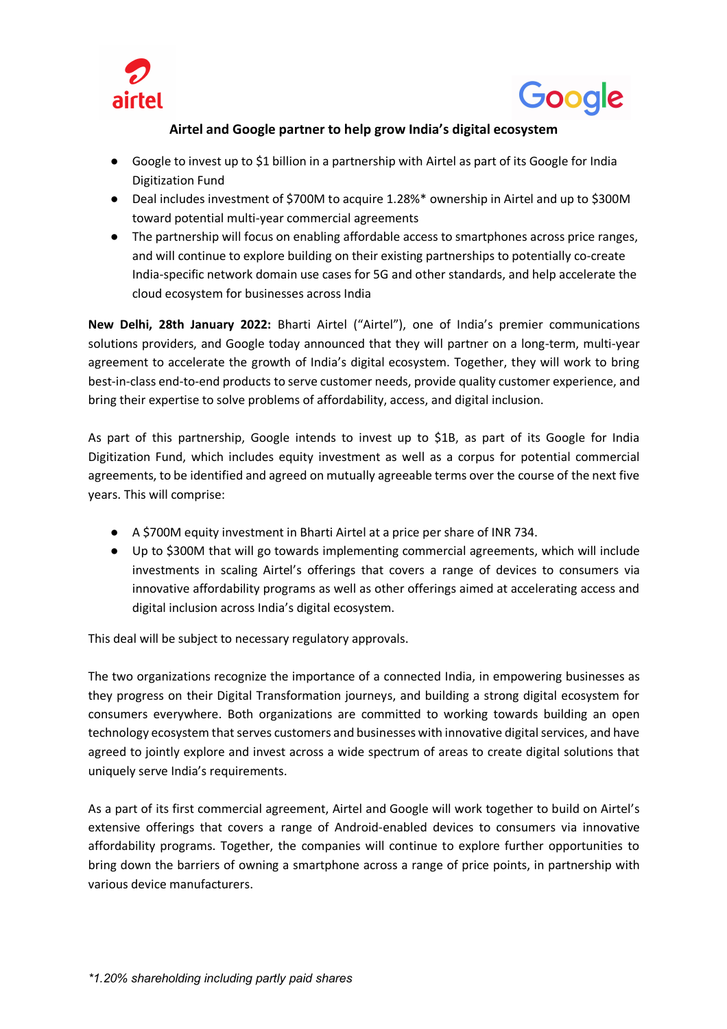# Airtel and Google partner to help grow India's digital ecosystem

- Google to invest up to $1 billion in a partnership with Airtel as part of its Google for India Digitization Fund
- Deal includes investment of $700M to acquire 1.28%* ownership in Airtel and up to $300M toward potential multi-year commercial agreements
- The partnership will focus on enabling affordable access to smartphones across price ranges, and will continue to explore building on their existing partnerships to potentially co-create India-specific network domain use cases for 5G and other standards, and help accelerate the cloud ecosystem for businesses across India

**New Delhi, 28th January 2022:** Bharti Airtel ("Airtel"), one of India's premier communications solutions providers, and Google today announced that they will partner on a long-term, multi-year agreement to accelerate the growth of India's digital ecosystem. Together, they will work to bring best-in-class end-to-end products to serve customer needs, provide quality customer experience, and bring their expertise to solve problems of affordability, access, and digital inclusion.

As part of this partnership, Google intends to invest up to $1B, as part of its Google for India Digitization Fund, which includes equity investment as well as a corpus for potential commercial agreements, to be identified and agreed on mutually agreeable terms over the course of the next five years. This will comprise:

- A $700M equity investment in Bharti Airtel at a price per share of INR 734.
- Up to $300M that will go towards implementing commercial agreements, which will include investments in scaling Airtel's offerings that covers a range of devices to consumers via innovative affordability programs as well as other offerings aimed at accelerating access and digital inclusion across India's digital ecosystem.

This deal will be subject to necessary regulatory approvals.

The two organizations recognize the importance of a connected India, in empowering businesses as they progress on their Digital Transformation journeys, and building a strong digital ecosystem for consumers everywhere. Both organizations are committed to working towards building an open technology ecosystem that serves customers and businesses with innovative digital services, and have agreed to jointly explore and invest across a wide spectrum of areas to create digital solutions that uniquely serve India's requirements.

As a part of its first commercial agreement, Airtel and Google will work together to build on Airtel's extensive offerings that covers a range of Android-enabled devices to consumers via innovative affordability programs. Together, the companies will continue to explore further opportunities to bring down the barriers of owning a smartphone across a range of price points, in partnership with various device manufacturers.

*\*1.20% shareholding including partly paid shares*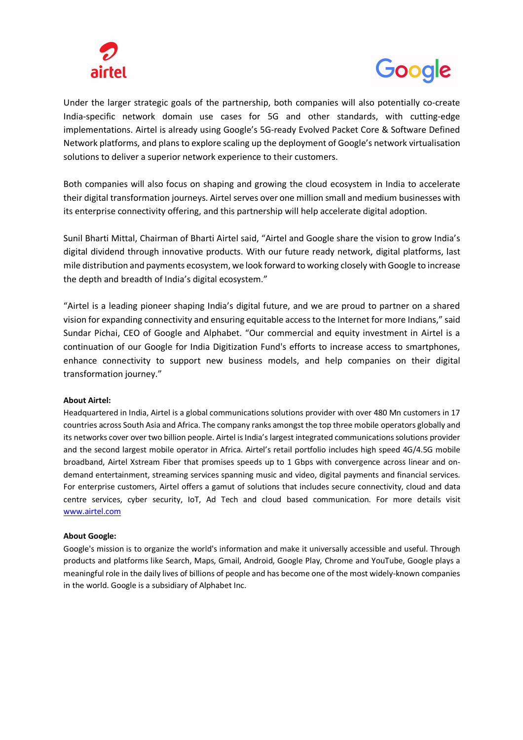Under the larger strategic goals of the partnership, both companies will also potentially co-create India-specific network domain use cases for 5G and other standards, with cutting-edge implementations. Airtel is already using Google's 5G-ready Evolved Packet Core & Software Defined Network platforms, and plans to explore scaling up the deployment of Google's network virtualisation solutions to deliver a superior network experience to their customers.

Both companies will also focus on shaping and growing the cloud ecosystem in India to accelerate their digital transformation journeys. Airtel serves over one million small and medium businesses with its enterprise connectivity offering, and this partnership will help accelerate digital adoption.

Sunil Bharti Mittal, Chairman of Bharti Airtel said, "Airtel and Google share the vision to grow India's digital dividend through innovative products. With our future ready network, digital platforms, last mile distribution and payments ecosystem, we look forward to working closely with Google to increase the depth and breadth of India's digital ecosystem."

"Airtel is a leading pioneer shaping India's digital future, and we are proud to partner on a shared vision for expanding connectivity and ensuring equitable access to the Internet for more Indians," said Sundar Pichai, CEO of Google and Alphabet. "Our commercial and equity investment in Airtel is a continuation of our Google for India Digitization Fund's efforts to increase access to smartphones, enhance connectivity to support new business models, and help companies on their digital transformation journey."

**About Airtel:**

Headquartered in India, Airtel is a global communications solutions provider with over 480 Mn customers in 17 countries across South Asia and Africa. The company ranks amongst the top three mobile operators globally and its networks cover over two billion people. Airtel is India's largest integrated communications solutions provider and the second largest mobile operator in Africa. Airtel's retail portfolio includes high speed 4G/4.5G mobile broadband, Airtel Xstream Fiber that promises speeds up to 1 Gbps with convergence across linear and on-demand entertainment, streaming services spanning music and video, digital payments and financial services. For enterprise customers, Airtel offers a gamut of solutions that includes secure connectivity, cloud and data centre services, cyber security, IoT, Ad Tech and cloud based communication. For more details visit [www.airtel.com](http://www.airtel.com)

**About Google:**

Google's mission is to organize the world's information and make it universally accessible and useful. Through products and platforms like Search, Maps, Gmail, Android, Google Play, Chrome and YouTube, Google plays a meaningful role in the daily lives of billions of people and has become one of the most widely-known companies in the world. Google is a subsidiary of Alphabet Inc.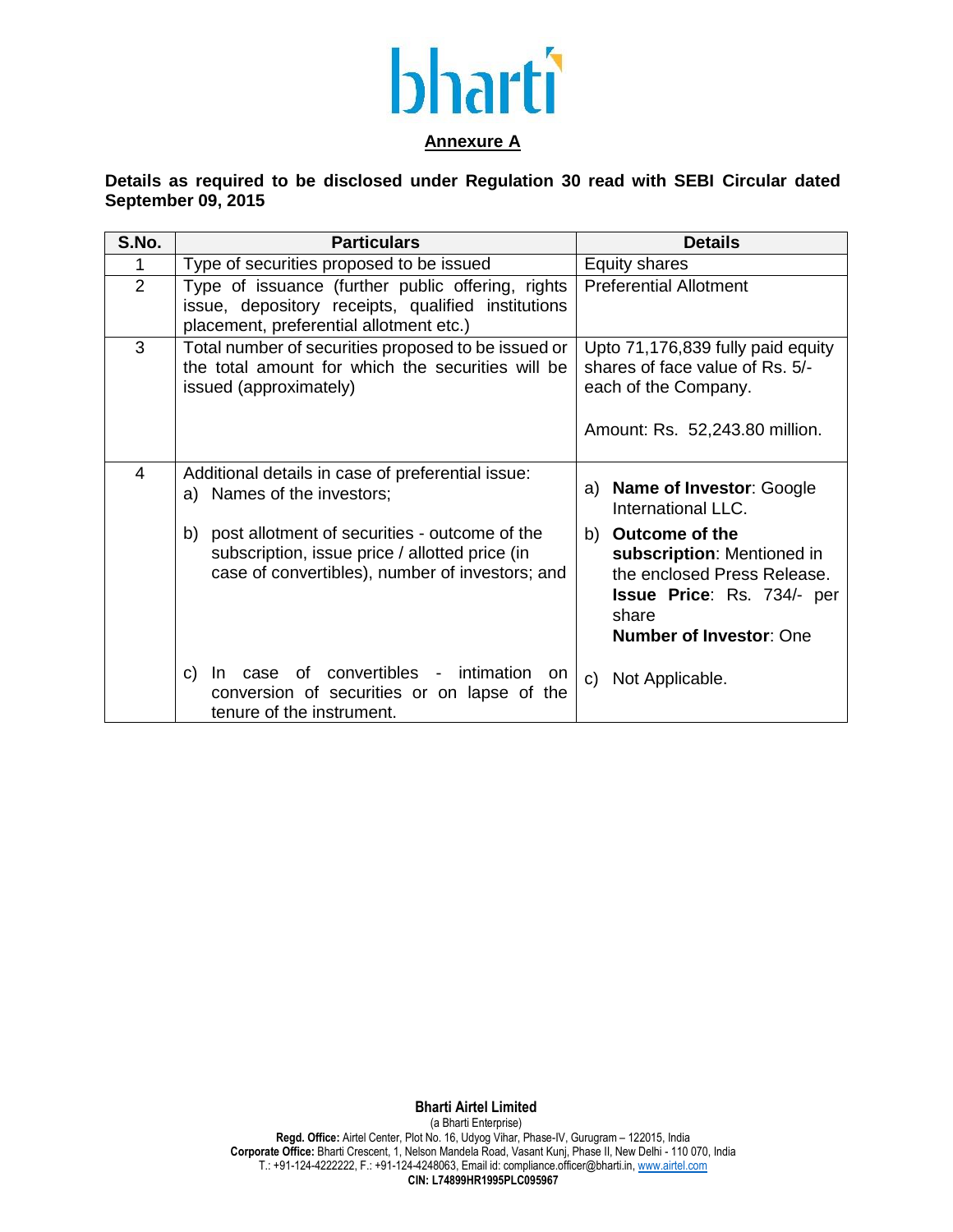## Annexure A

**Details as required to be disclosed under Regulation 30 read with SEBI Circular dated September 09, 2015**

| S.No. | Particulars | Details |
|---|---|---|
| 1 | Type of securities proposed to be issued | Equity shares |
| 2 | Type of issuance (further public offering, rights issue, depository receipts, qualified institutions placement, preferential allotment etc.) | Preferential Allotment |
| 3 | Total number of securities proposed to be issued or the total amount for which the securities will be issued (approximately) | Upto 71,176,839 fully paid equity shares of face value of Rs. 5/- each of the Company.<br><br>Amount: Rs. 52,243.80 million. |
| 4 | Additional details in case of preferential issue:<br>a) Names of the investors;<br><br>b) post allotment of securities - outcome of the subscription, issue price / allotted price (in case of convertibles), number of investors; and<br><br>c) In case of convertibles - intimation on conversion of securities or on lapse of the tenure of the instrument. | a) **Name of Investor**: Google International LLC.<br><br>b) **Outcome of the subscription**: Mentioned in the enclosed Press Release. **Issue Price**: Rs. 734/- per share **Number of Investor**: One<br><br>c) Not Applicable. |

**Bharti Airtel Limited**
(a Bharti Enterprise)
**Regd. Office:** Airtel Center, Plot No. 16, Udyog Vihar, Phase-IV, Gurugram – 122015, India
**Corporate Office:** Bharti Crescent, 1, Nelson Mandela Road, Vasant Kunj, Phase II, New Delhi - 110 070, India
T.: +91-124-4222222, F.: +91-124-4248063, Email id: compliance.officer@bharti.in, www.airtel.com
**CIN: L74899HR1995PLC095967**